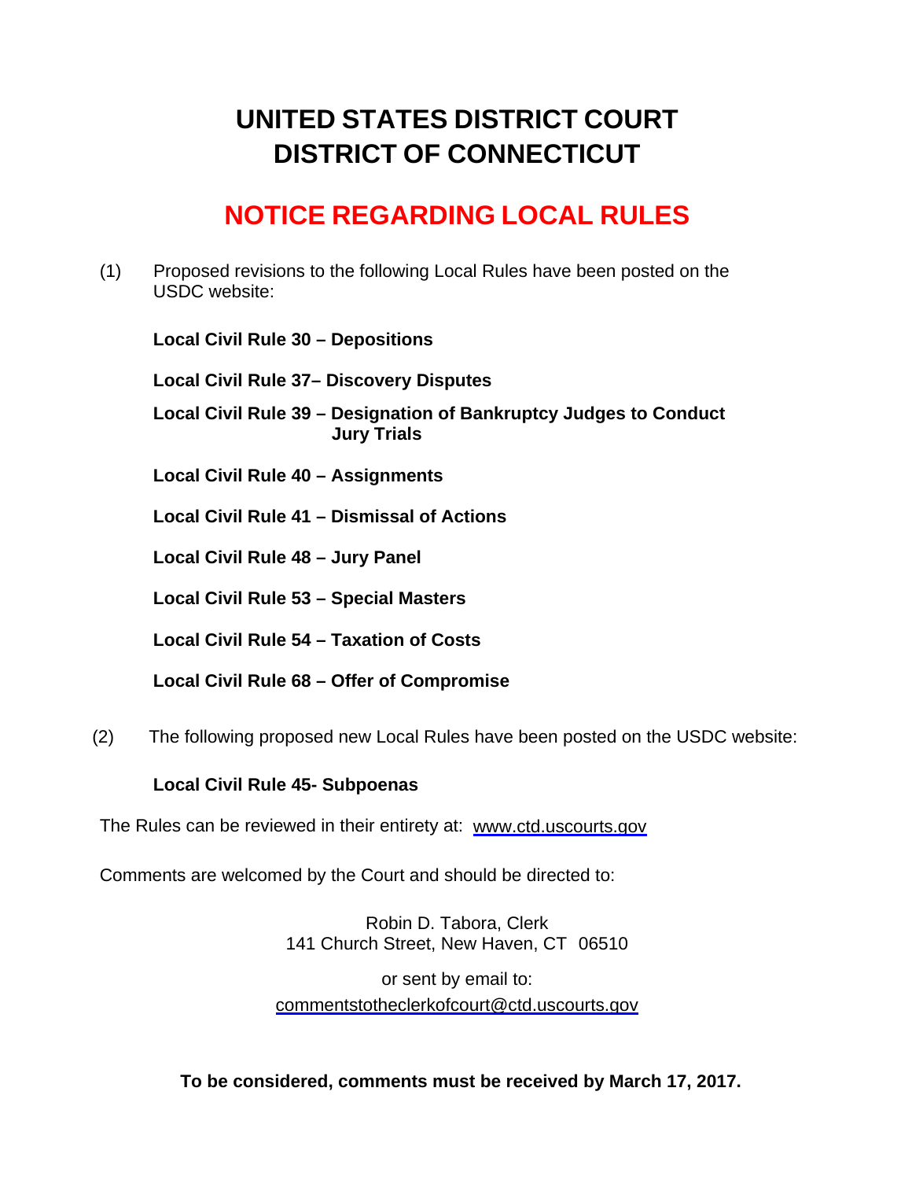# UNITED STATES DISTRICT COURT
# DISTRICT OF CONNECTICUT

## NOTICE REGARDING LOCAL RULES

(1) Proposed revisions to the following Local Rules have been posted on the USDC website:

**Local Civil Rule 30 – Depositions**

**Local Civil Rule 37– Discovery Disputes**

**Local Civil Rule 39 – Designation of Bankruptcy Judges to Conduct Jury Trials**

**Local Civil Rule 40 – Assignments**

**Local Civil Rule 41 – Dismissal of Actions**

**Local Civil Rule 48 – Jury Panel**

**Local Civil Rule 53 – Special Masters**

**Local Civil Rule 54 – Taxation of Costs**

**Local Civil Rule 68 – Offer of Compromise**

(2) The following proposed new Local Rules have been posted on the USDC website:

**Local Civil Rule 45- Subpoenas**

The Rules can be reviewed in their entirety at: www.ctd.uscourts.gov

Comments are welcomed by the Court and should be directed to:

Robin D. Tabora, Clerk
141 Church Street, New Haven, CT 06510

or sent by email to:
commentstotheclerkofcourt@ctd.uscourts.gov

**To be considered, comments must be received by March 17, 2017.**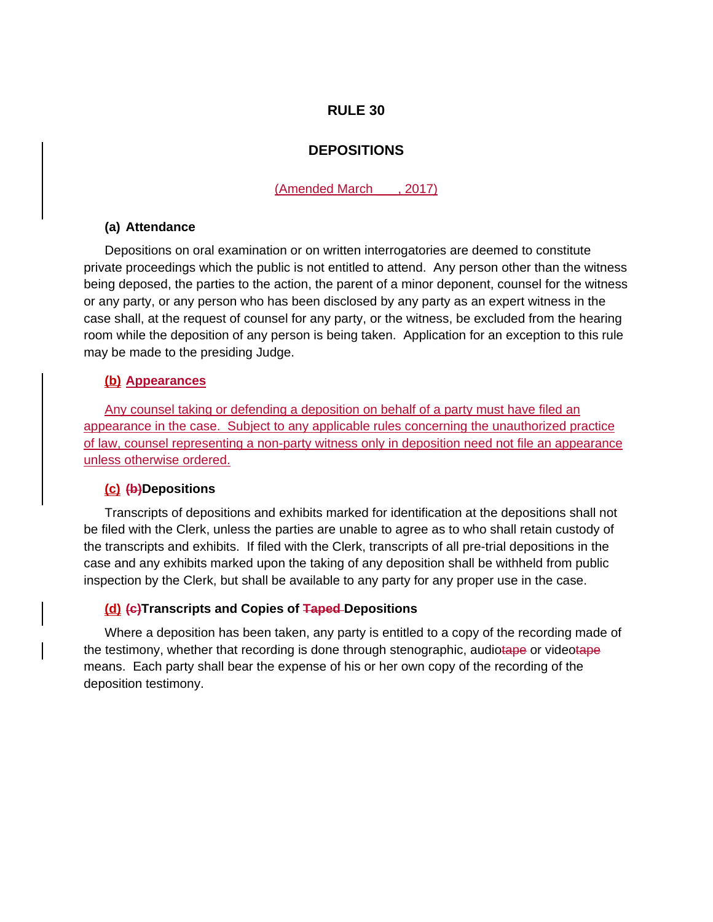# RULE 30

## DEPOSITIONS

(Amended March \_\_\_\_, 2017)

**(a) Attendance**

Depositions on oral examination or on written interrogatories are deemed to constitute private proceedings which the public is not entitled to attend. Any person other than the witness being deposed, the parties to the action, the parent of a minor deponent, counsel for the witness or any party, or any person who has been disclosed by any party as an expert witness in the case shall, at the request of counsel for any party, or the witness, be excluded from the hearing room while the deposition of any person is being taken. Application for an exception to this rule may be made to the presiding Judge.

**(b) Appearances**

Any counsel taking or defending a deposition on behalf of a party must have filed an appearance in the case. Subject to any applicable rules concerning the unauthorized practice of law, counsel representing a non-party witness only in deposition need not file an appearance unless otherwise ordered.

**(c) ~~(b)~~Depositions**

Transcripts of depositions and exhibits marked for identification at the depositions shall not be filed with the Clerk, unless the parties are unable to agree as to who shall retain custody of the transcripts and exhibits. If filed with the Clerk, transcripts of all pre-trial depositions in the case and any exhibits marked upon the taking of any deposition shall be withheld from public inspection by the Clerk, but shall be available to any party for any proper use in the case.

**(d) ~~(c)~~Transcripts and Copies of ~~Taped~~ Depositions**

Where a deposition has been taken, any party is entitled to a copy of the recording made of the testimony, whether that recording is done through stenographic, audio~~tape~~ or video~~tape~~ means. Each party shall bear the expense of his or her own copy of the recording of the deposition testimony.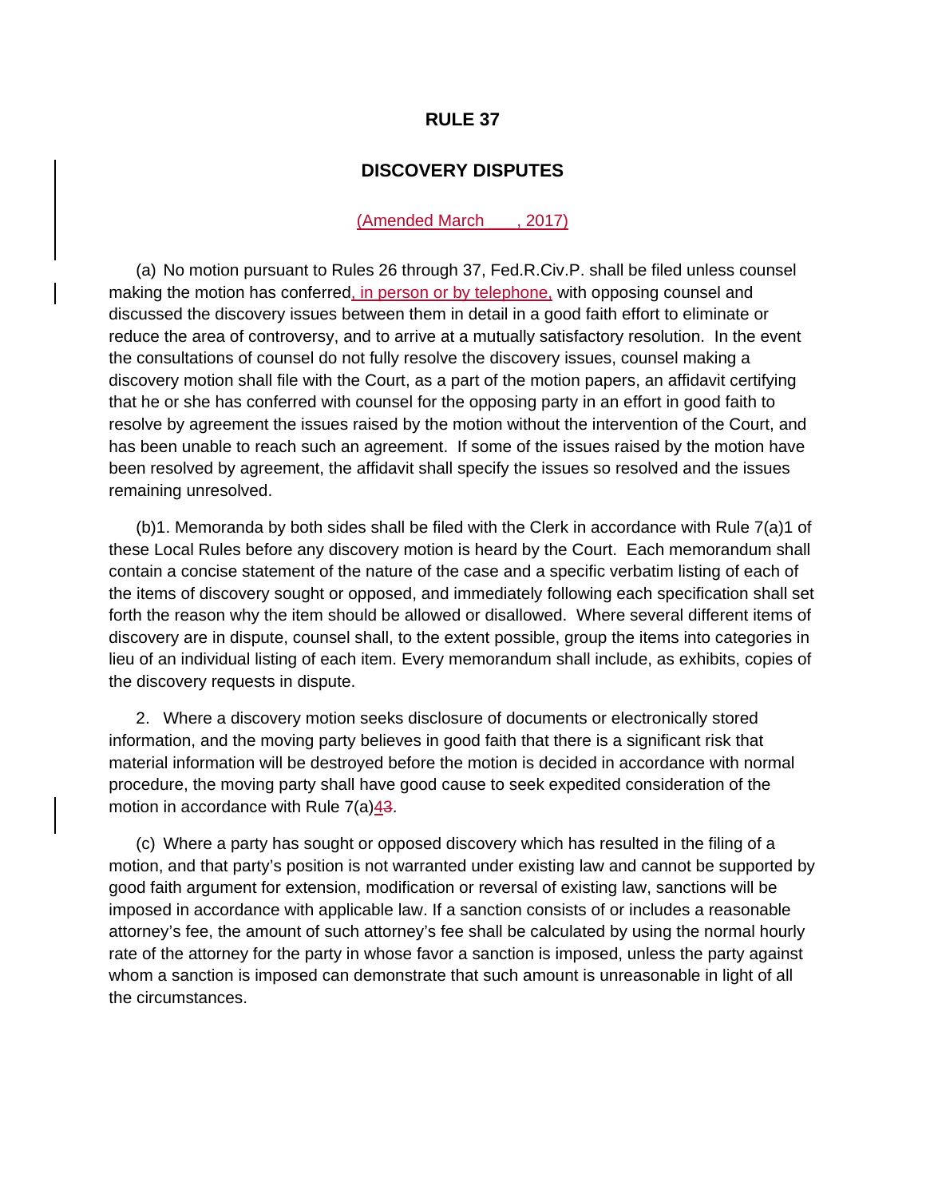# RULE 37

## DISCOVERY DISPUTES

(Amended March \_\_\_\_, 2017)

(a) No motion pursuant to Rules 26 through 37, Fed.R.Civ.P. shall be filed unless counsel making the motion has conferred, in person or by telephone, with opposing counsel and discussed the discovery issues between them in detail in a good faith effort to eliminate or reduce the area of controversy, and to arrive at a mutually satisfactory resolution. In the event the consultations of counsel do not fully resolve the discovery issues, counsel making a discovery motion shall file with the Court, as a part of the motion papers, an affidavit certifying that he or she has conferred with counsel for the opposing party in an effort in good faith to resolve by agreement the issues raised by the motion without the intervention of the Court, and has been unable to reach such an agreement. If some of the issues raised by the motion have been resolved by agreement, the affidavit shall specify the issues so resolved and the issues remaining unresolved.

(b)1. Memoranda by both sides shall be filed with the Clerk in accordance with Rule 7(a)1 of these Local Rules before any discovery motion is heard by the Court. Each memorandum shall contain a concise statement of the nature of the case and a specific verbatim listing of each of the items of discovery sought or opposed, and immediately following each specification shall set forth the reason why the item should be allowed or disallowed. Where several different items of discovery are in dispute, counsel shall, to the extent possible, group the items into categories in lieu of an individual listing of each item. Every memorandum shall include, as exhibits, copies of the discovery requests in dispute.

2. Where a discovery motion seeks disclosure of documents or electronically stored information, and the moving party believes in good faith that there is a significant risk that material information will be destroyed before the motion is decided in accordance with normal procedure, the moving party shall have good cause to seek expedited consideration of the motion in accordance with Rule 7(a)4~~3~~.

(c) Where a party has sought or opposed discovery which has resulted in the filing of a motion, and that party's position is not warranted under existing law and cannot be supported by good faith argument for extension, modification or reversal of existing law, sanctions will be imposed in accordance with applicable law. If a sanction consists of or includes a reasonable attorney's fee, the amount of such attorney's fee shall be calculated by using the normal hourly rate of the attorney for the party in whose favor a sanction is imposed, unless the party against whom a sanction is imposed can demonstrate that such amount is unreasonable in light of all the circumstances.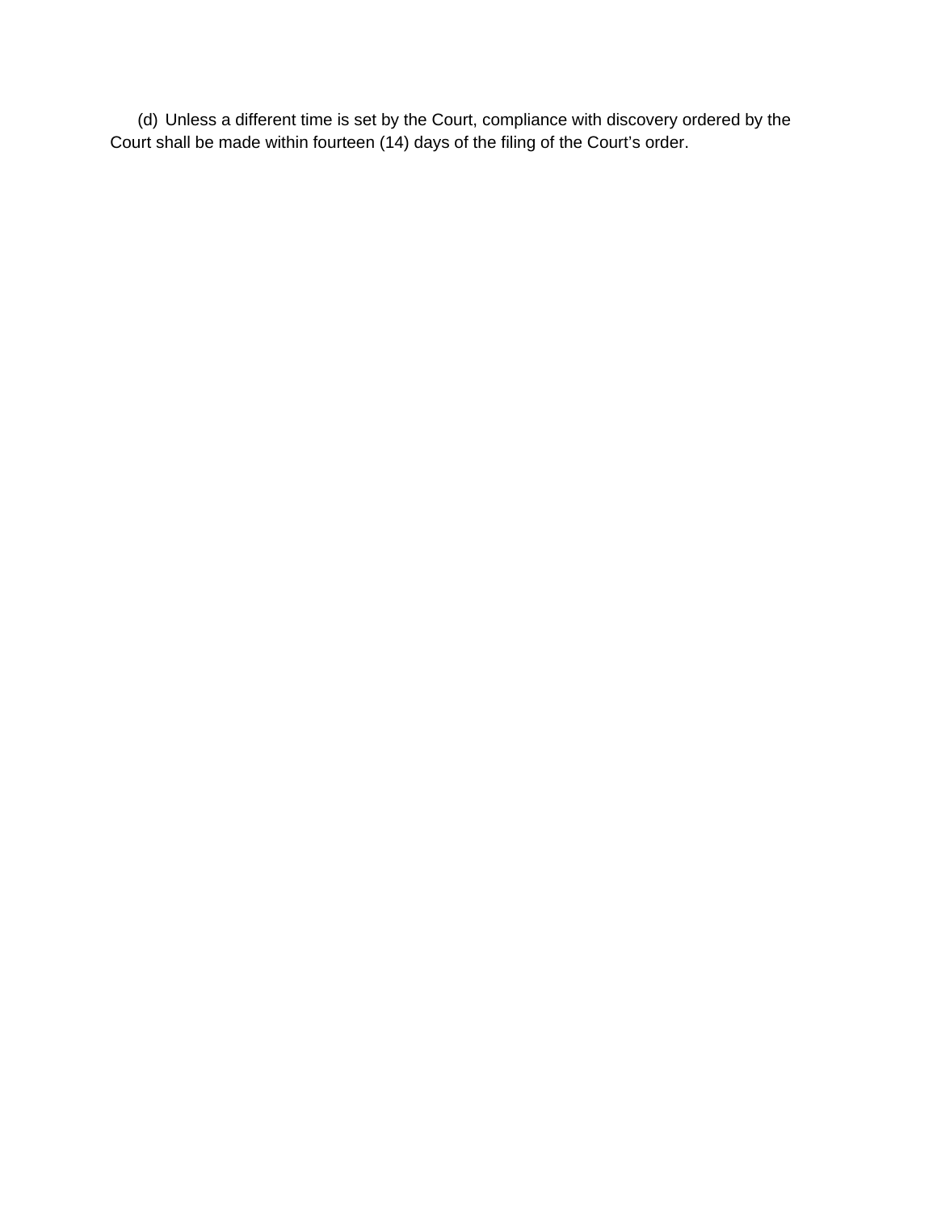(d) Unless a different time is set by the Court, compliance with discovery ordered by the Court shall be made within fourteen (14) days of the filing of the Court's order.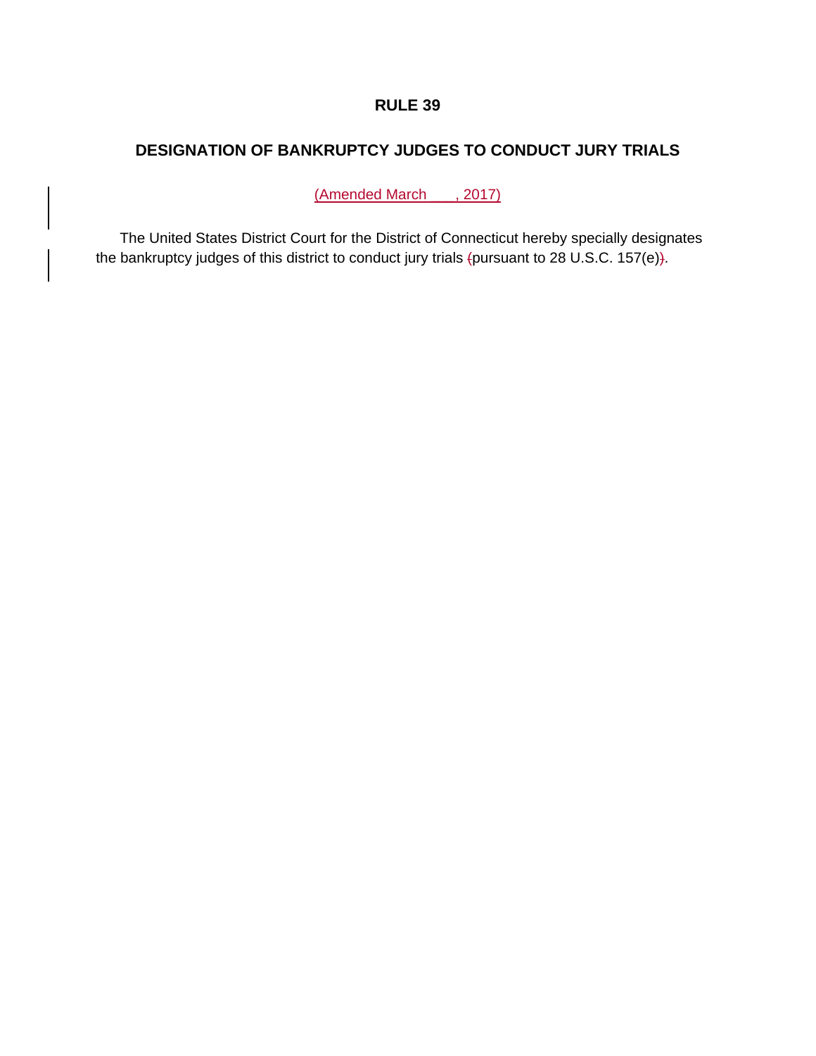# RULE 39

## DESIGNATION OF BANKRUPTCY JUDGES TO CONDUCT JURY TRIALS

(Amended March ___, 2017)

The United States District Court for the District of Connecticut hereby specially designates the bankruptcy judges of this district to conduct jury trials (pursuant to 28 U.S.C. 157(e)).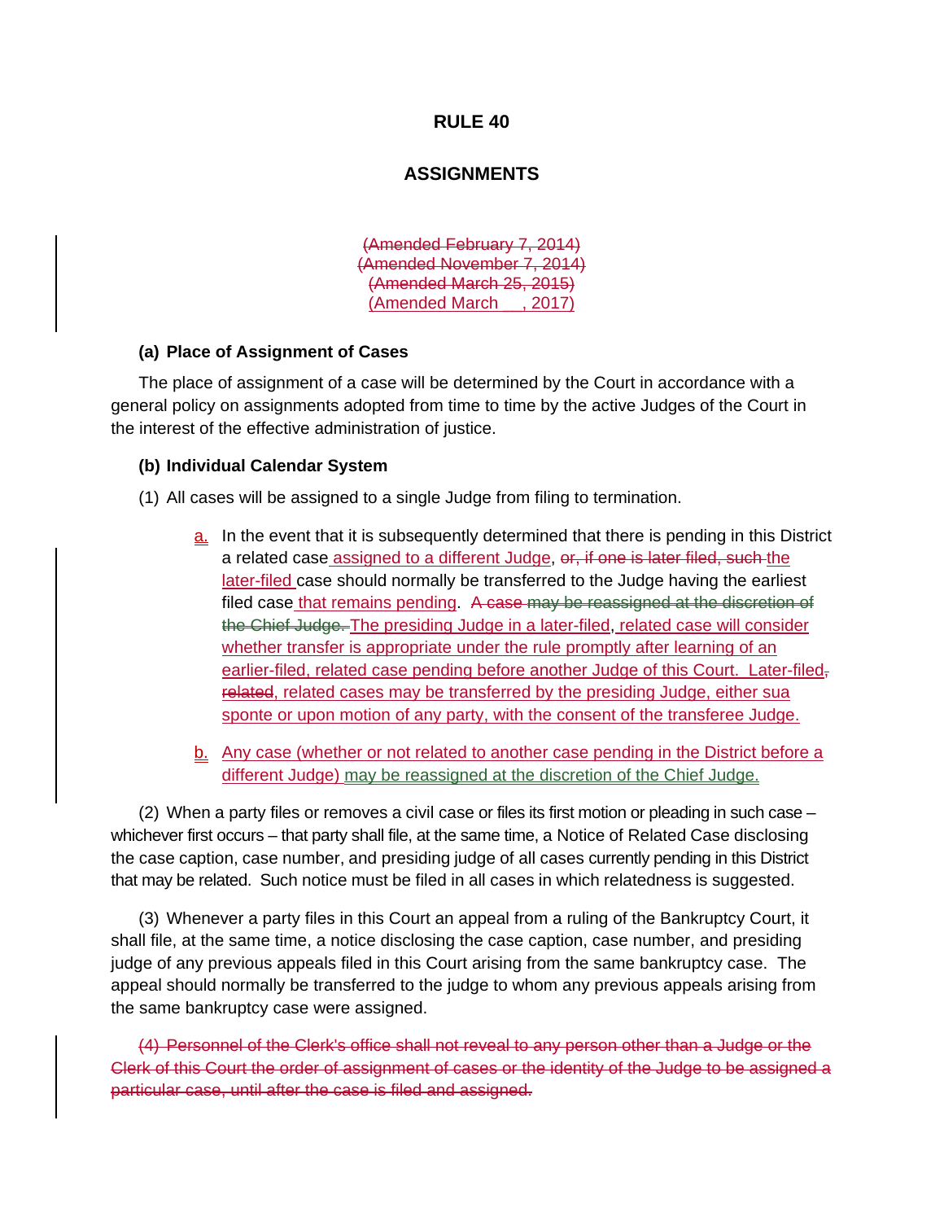# RULE 40

## ASSIGNMENTS

~~(Amended February 7, 2014)~~
~~(Amended November 7, 2014)~~
~~(Amended March 25, 2015)~~
(Amended March \_\_, 2017)

**(a) Place of Assignment of Cases**

The place of assignment of a case will be determined by the Court in accordance with a general policy on assignments adopted from time to time by the active Judges of the Court in the interest of the effective administration of justice.

**(b) Individual Calendar System**

(1) All cases will be assigned to a single Judge from filing to termination.

a. In the event that it is subsequently determined that there is pending in this District a related case assigned to a different Judge, ~~or, if one is later filed, such~~ the later-filed case should normally be transferred to the Judge having the earliest filed case that remains pending. ~~A case may be reassigned at the discretion of the Chief Judge.~~ The presiding Judge in a later-filed, related case will consider whether transfer is appropriate under the rule promptly after learning of an earlier-filed, related case pending before another Judge of this Court. Later-filed~~,~~ ~~related~~, related cases may be transferred by the presiding Judge, either sua sponte or upon motion of any party, with the consent of the transferee Judge.

b. Any case (whether or not related to another case pending in the District before a different Judge) may be reassigned at the discretion of the Chief Judge.

(2) When a party files or removes a civil case or files its first motion or pleading in such case – whichever first occurs – that party shall file, at the same time, a Notice of Related Case disclosing the case caption, case number, and presiding judge of all cases currently pending in this District that may be related. Such notice must be filed in all cases in which relatedness is suggested.

(3) Whenever a party files in this Court an appeal from a ruling of the Bankruptcy Court, it shall file, at the same time, a notice disclosing the case caption, case number, and presiding judge of any previous appeals filed in this Court arising from the same bankruptcy case. The appeal should normally be transferred to the judge to whom any previous appeals arising from the same bankruptcy case were assigned.

~~(4) Personnel of the Clerk's office shall not reveal to any person other than a Judge or the Clerk of this Court the order of assignment of cases or the identity of the Judge to be assigned a particular case, until after the case is filed and assigned.~~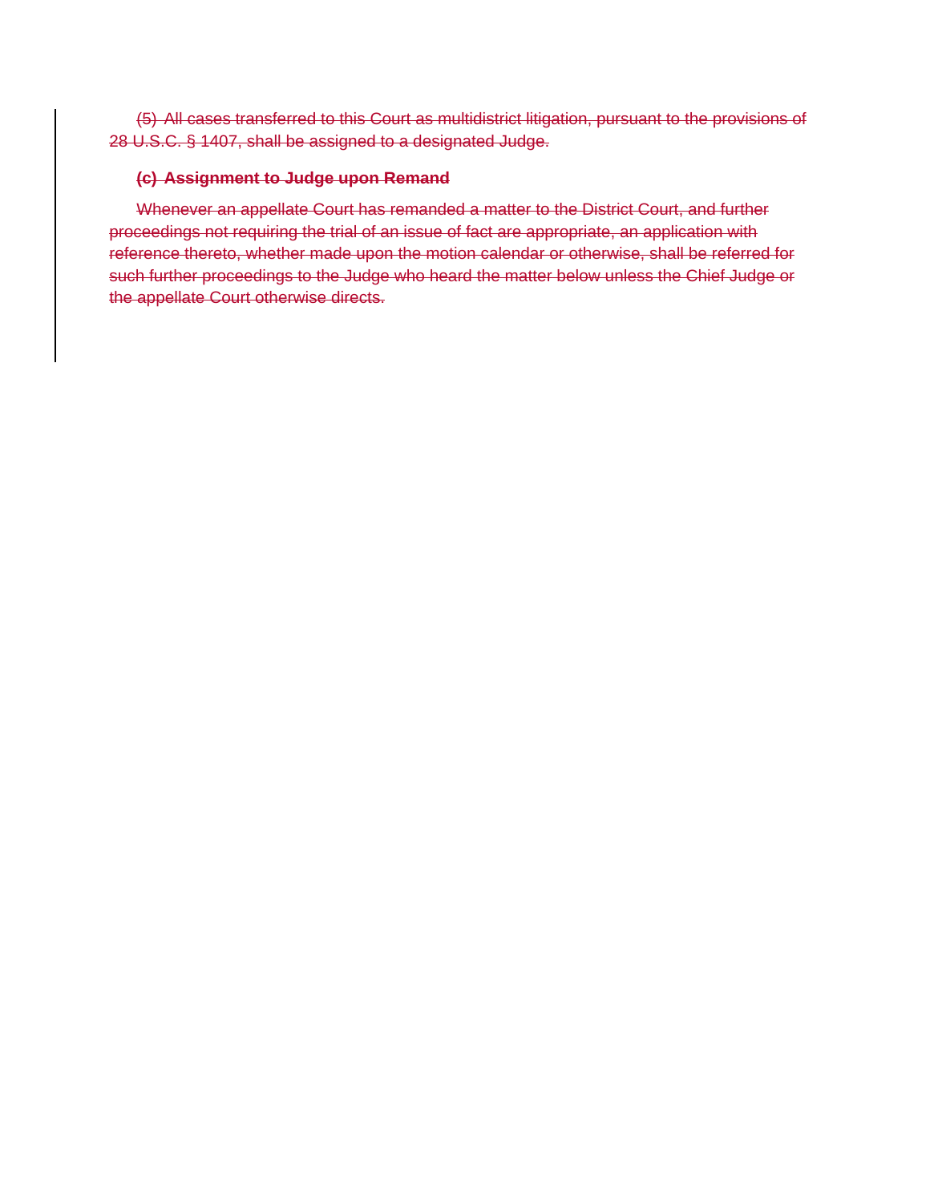~~(5) All cases transferred to this Court as multidistrict litigation, pursuant to the provisions of 28 U.S.C. § 1407, shall be assigned to a designated Judge.~~

~~**(c) Assignment to Judge upon Remand**~~

~~Whenever an appellate Court has remanded a matter to the District Court, and further proceedings not requiring the trial of an issue of fact are appropriate, an application with reference thereto, whether made upon the motion calendar or otherwise, shall be referred for such further proceedings to the Judge who heard the matter below unless the Chief Judge or the appellate Court otherwise directs.~~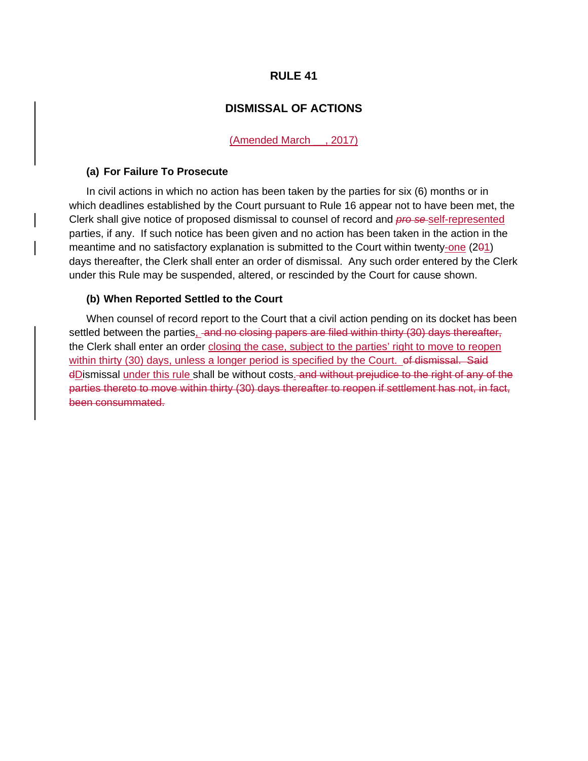# RULE 41

## DISMISSAL OF ACTIONS

<u>(Amended March \_\_, 2017)</u>

### (a) For Failure To Prosecute

In civil actions in which no action has been taken by the parties for six (6) months or in which deadlines established by the Court pursuant to Rule 16 appear not to have been met, the Clerk shall give notice of proposed dismissal to counsel of record and ~~*pro se*~~ <u>self-represented</u> parties, if any. If such notice has been given and no action has been taken in the action in the meantime and no satisfactory explanation is submitted to the Court within twenty<u>-one</u> (2~~0~~<u>1</u>) days thereafter, the Clerk shall enter an order of dismissal. Any such order entered by the Clerk under this Rule may be suspended, altered, or rescinded by the Court for cause shown.

### (b) When Reported Settled to the Court

When counsel of record report to the Court that a civil action pending on its docket has been settled between the parties<u>,</u> ~~and no closing papers are filed within thirty (30) days thereafter,~~ the Clerk shall enter an order <u>closing the case, subject to the parties' right to move to reopen within thirty (30) days, unless a longer period is specified by the Court.</u> ~~of dismissal. Said~~ ~~d~~<u>D</u>ismissal <u>under this rule</u> shall be without costs<u>.</u> ~~and without prejudice to the right of any of the parties thereto to move within thirty (30) days thereafter to reopen if settlement has not, in fact, been consummated.~~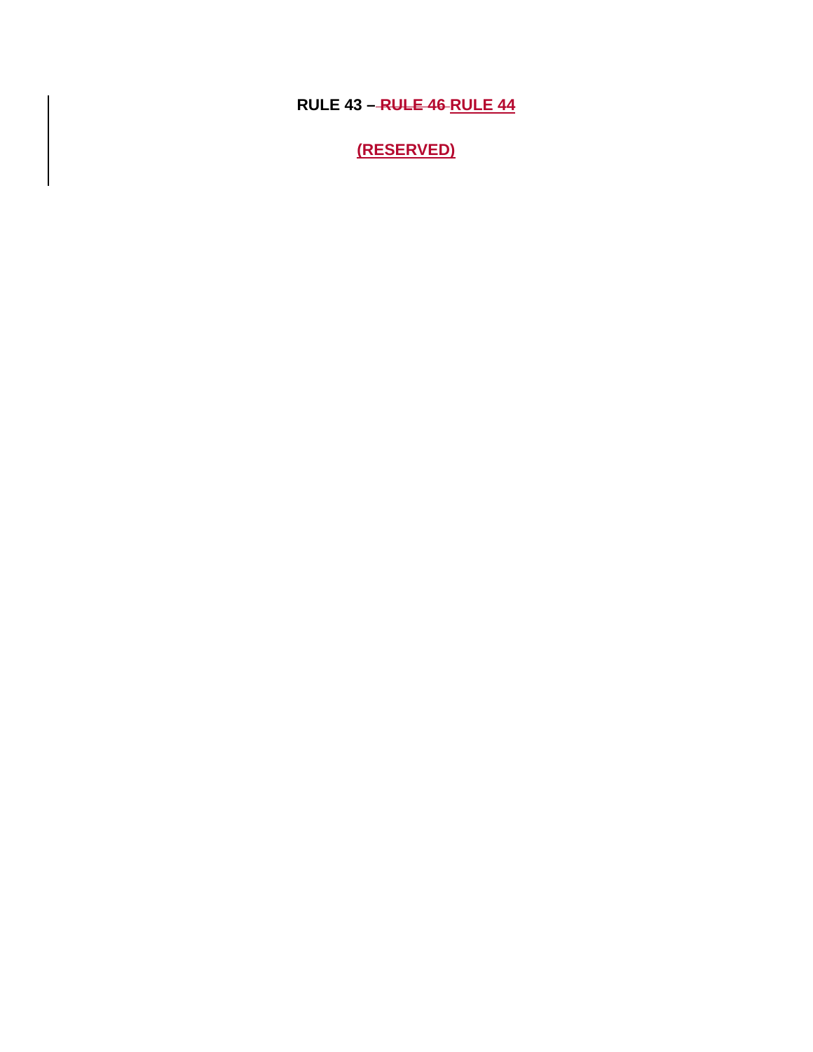**RULE 43 – ~~RULE 46~~ RULE 44**

**(RESERVED)**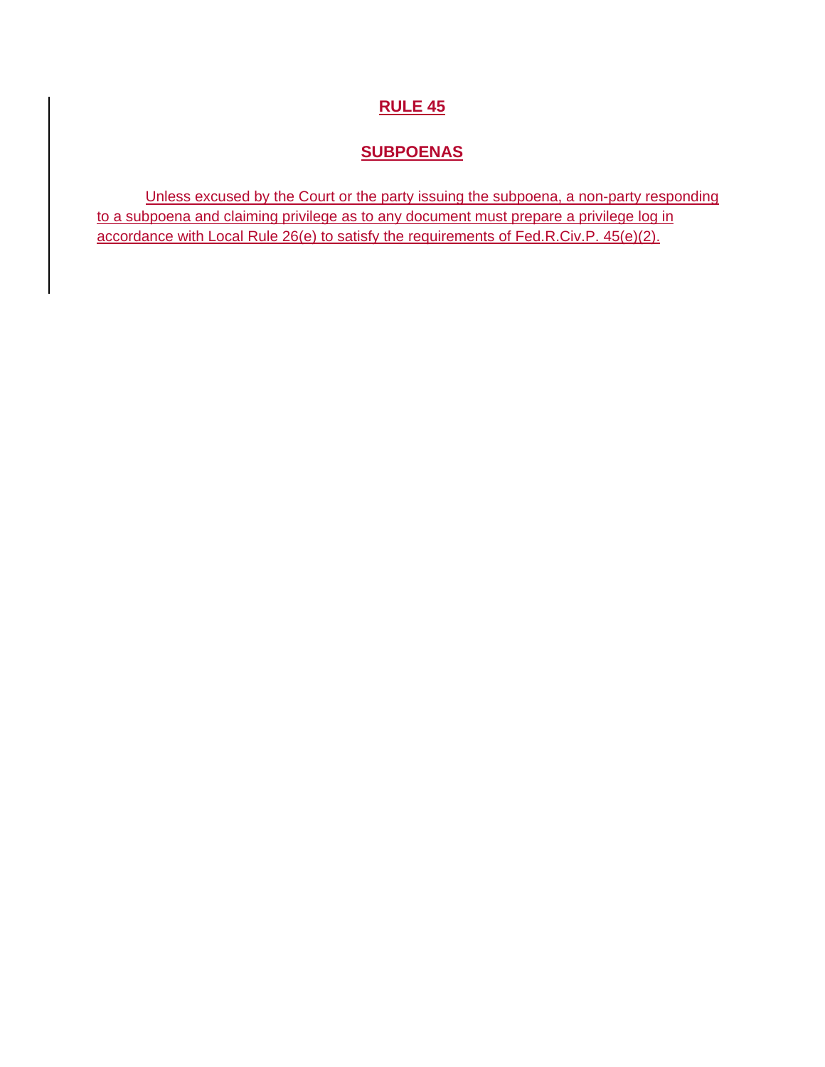# RULE 45

## SUBPOENAS

Unless excused by the Court or the party issuing the subpoena, a non-party responding to a subpoena and claiming privilege as to any document must prepare a privilege log in accordance with Local Rule 26(e) to satisfy the requirements of Fed.R.Civ.P. 45(e)(2).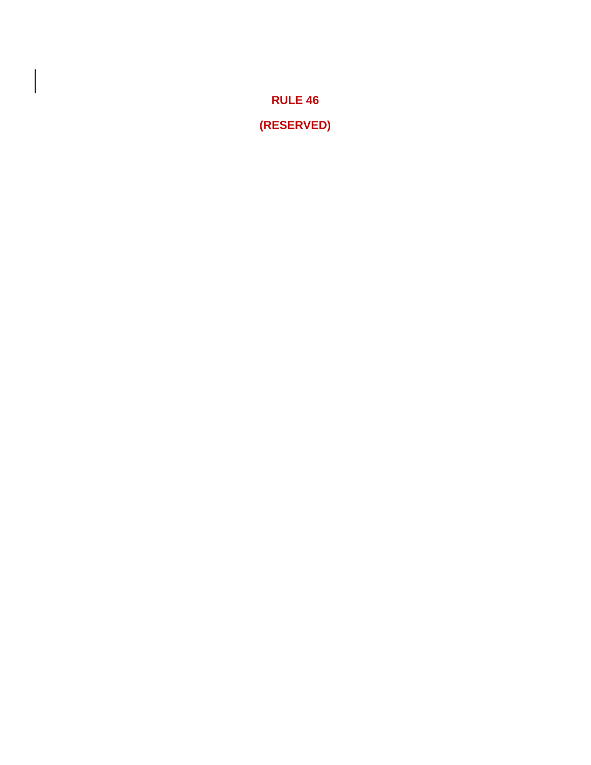# RULE 46

**(RESERVED)**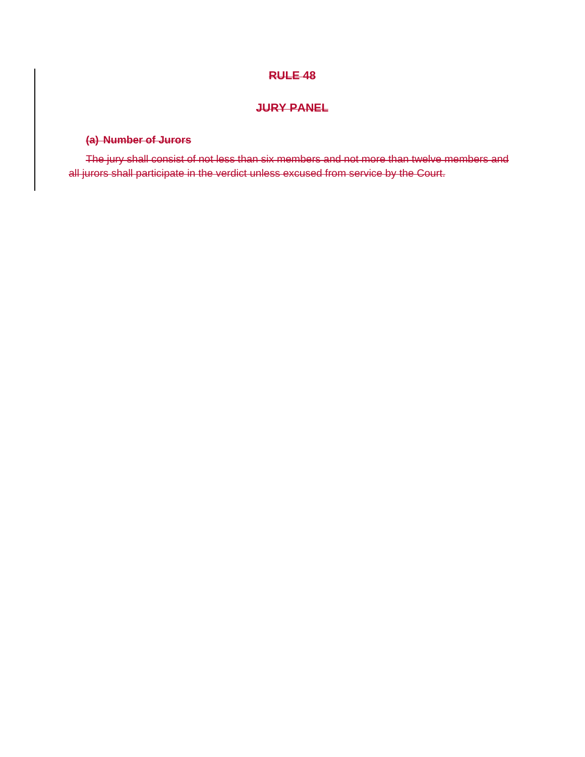# ~~RULE 48~~

## ~~JURY PANEL~~

**~~(a) Number of Jurors~~**

~~The jury shall consist of not less than six members and not more than twelve members and all jurors shall participate in the verdict unless excused from service by the Court.~~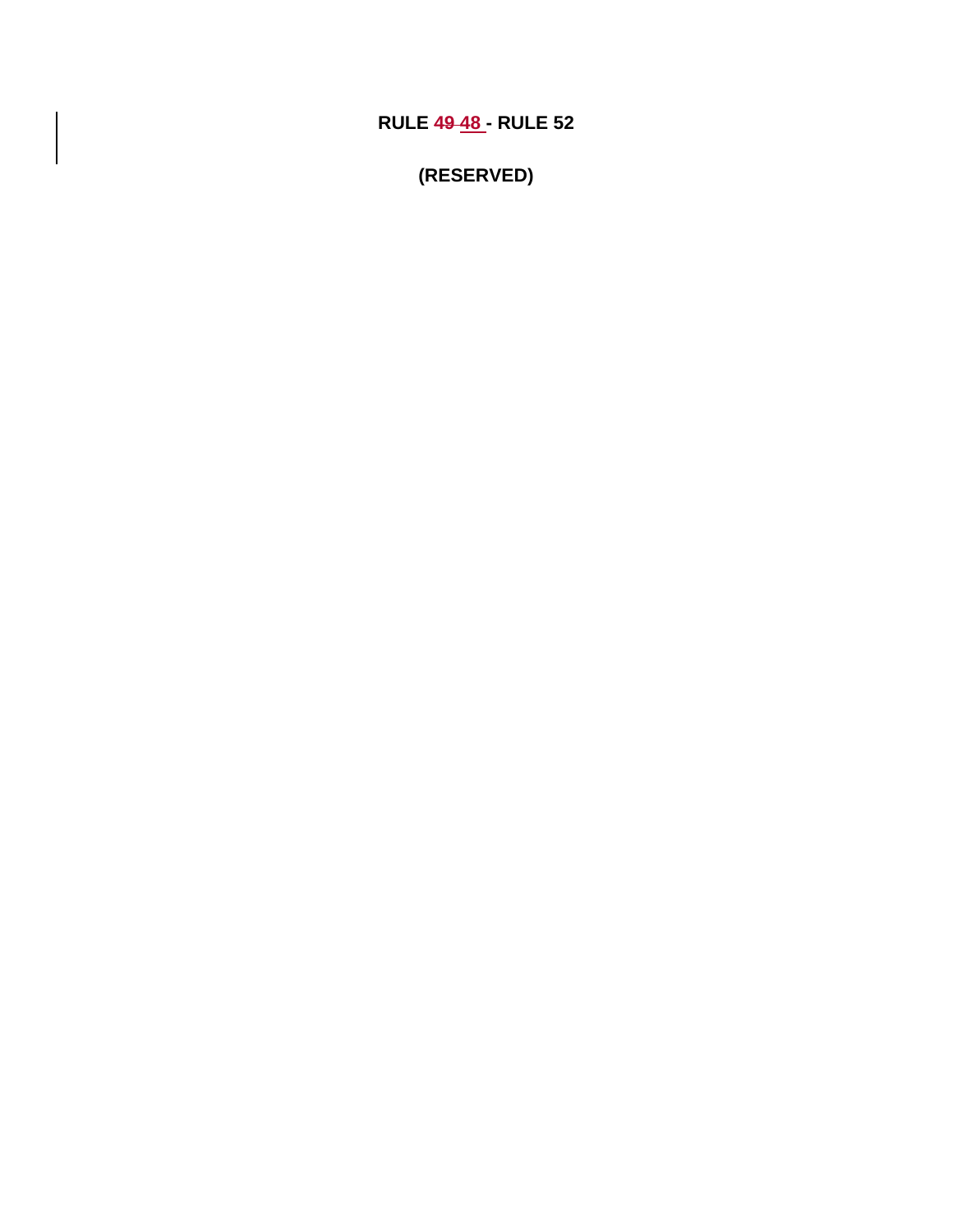# RULE ~~49~~ 48 - RULE 52

**(RESERVED)**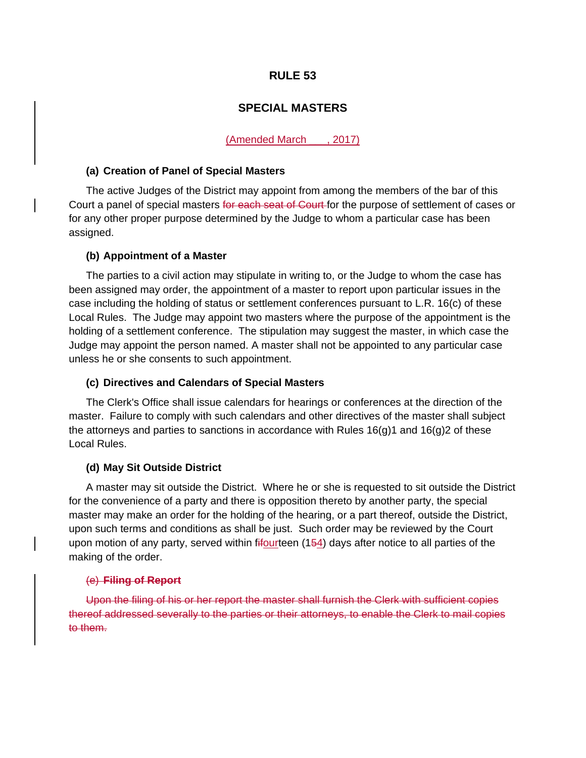# RULE 53

## SPECIAL MASTERS

(Amended March ___, 2017)

**(a) Creation of Panel of Special Masters**

The active Judges of the District may appoint from among the members of the bar of this Court a panel of special masters ~~for each seat of Court~~ for the purpose of settlement of cases or for any other proper purpose determined by the Judge to whom a particular case has been assigned.

**(b) Appointment of a Master**

The parties to a civil action may stipulate in writing to, or the Judge to whom the case has been assigned may order, the appointment of a master to report upon particular issues in the case including the holding of status or settlement conferences pursuant to L.R. 16(c) of these Local Rules. The Judge may appoint two masters where the purpose of the appointment is the holding of a settlement conference. The stipulation may suggest the master, in which case the Judge may appoint the person named. A master shall not be appointed to any particular case unless he or she consents to such appointment.

**(c) Directives and Calendars of Special Masters**

The Clerk's Office shall issue calendars for hearings or conferences at the direction of the master. Failure to comply with such calendars and other directives of the master shall subject the attorneys and parties to sanctions in accordance with Rules 16(g)1 and 16(g)2 of these Local Rules.

**(d) May Sit Outside District**

A master may sit outside the District. Where he or she is requested to sit outside the District for the convenience of a party and there is opposition thereto by another party, the special master may make an order for the holding of the hearing, or a part thereof, outside the District, upon such terms and conditions as shall be just. Such order may be reviewed by the Court upon motion of any party, served within f~~if~~ourteen (1~~5~~4) days after notice to all parties of the making of the order.

~~**(e) Filing of Report**~~

~~Upon the filing of his or her report the master shall furnish the Clerk with sufficient copies thereof addressed severally to the parties or their attorneys, to enable the Clerk to mail copies to them.~~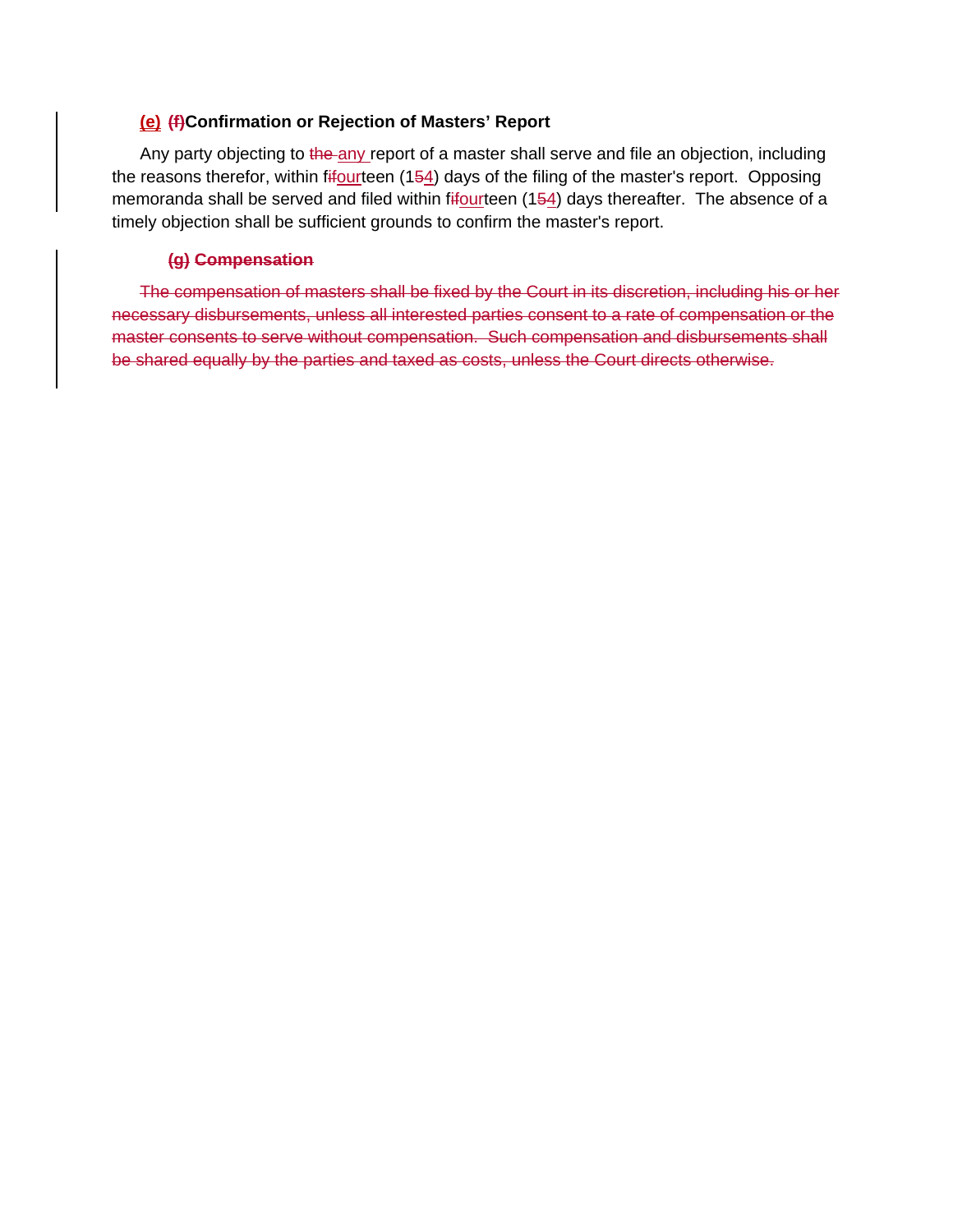**~~(f)~~ <u>(e)</u> Confirmation or Rejection of Masters' Report**

Any party objecting to ~~the~~ <u>any</u> report of a master shall serve and file an objection, including the reasons therefor, within f~~if~~<u>our</u>teen (1~~5~~<u>4</u>) days of the filing of the master's report. Opposing memoranda shall be served and filed within f~~if~~<u>our</u>teen (1~~5~~<u>4</u>) days thereafter. The absence of a timely objection shall be sufficient grounds to confirm the master's report.

~~**(g) Compensation**~~

~~The compensation of masters shall be fixed by the Court in its discretion, including his or her necessary disbursements, unless all interested parties consent to a rate of compensation or the master consents to serve without compensation. Such compensation and disbursements shall be shared equally by the parties and taxed as costs, unless the Court directs otherwise.~~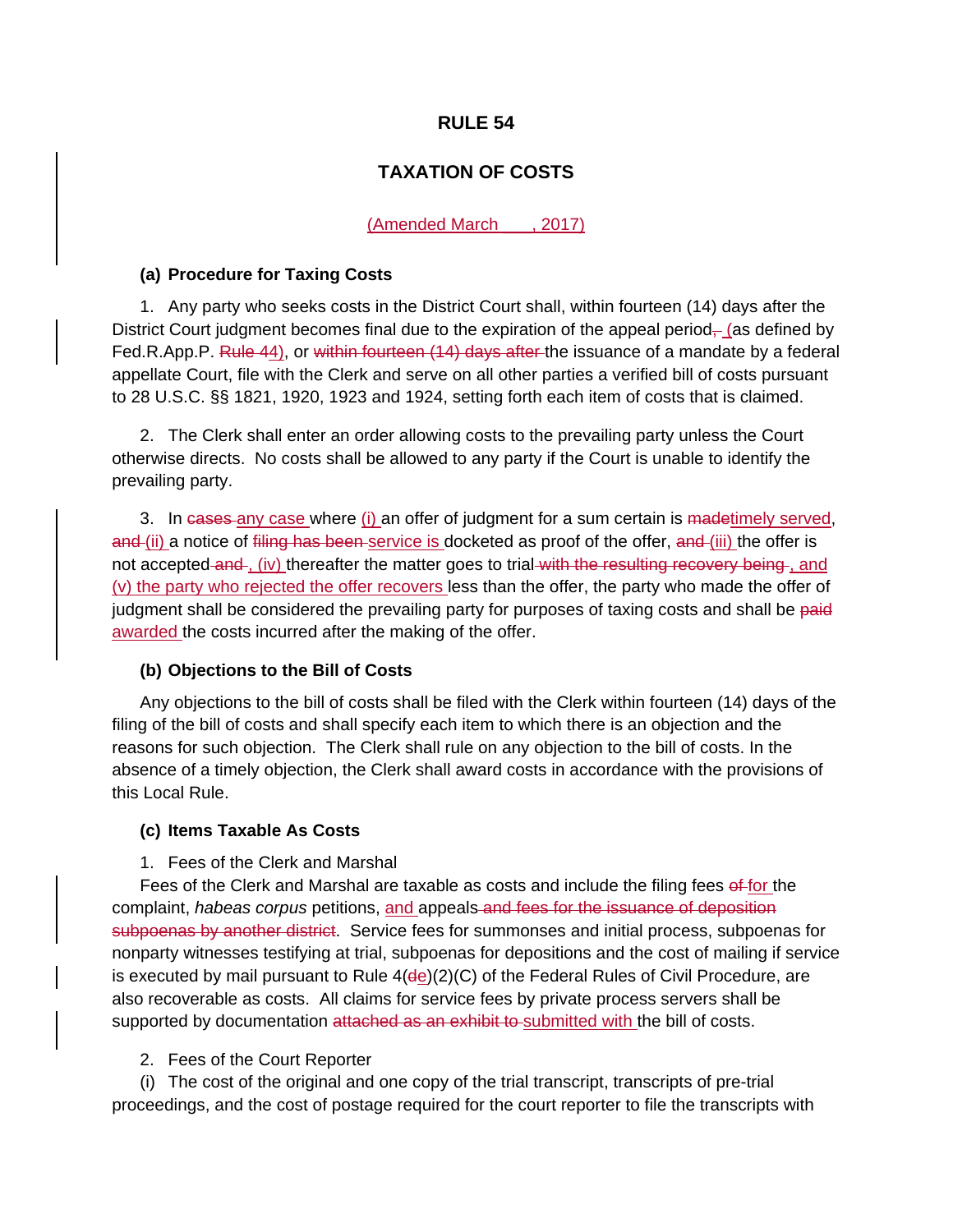# RULE 54

## TAXATION OF COSTS

(Amended March \_\_\_, 2017)

### (a) Procedure for Taxing Costs

1. Any party who seeks costs in the District Court shall, within fourteen (14) days after the District Court judgment becomes final due to the expiration of the appeal period~~,~~ (as defined by Fed.R.App.P. ~~Rule 4~~4), or ~~within fourteen (14) days after~~ the issuance of a mandate by a federal appellate Court, file with the Clerk and serve on all other parties a verified bill of costs pursuant to 28 U.S.C. §§ 1821, 1920, 1923 and 1924, setting forth each item of costs that is claimed.

2. The Clerk shall enter an order allowing costs to the prevailing party unless the Court otherwise directs. No costs shall be allowed to any party if the Court is unable to identify the prevailing party.

3. In ~~cases~~ any case where (i) an offer of judgment for a sum certain is ~~made~~timely served, ~~and~~ (ii) a notice of ~~filing has been~~ service is docketed as proof of the offer, ~~and~~ (iii) the offer is not accepted ~~and~~, (iv) thereafter the matter goes to trial ~~with the resulting recovery being~~, and (v) the party who rejected the offer recovers less than the offer, the party who made the offer of judgment shall be considered the prevailing party for purposes of taxing costs and shall be ~~paid~~ awarded the costs incurred after the making of the offer.

### (b) Objections to the Bill of Costs

Any objections to the bill of costs shall be filed with the Clerk within fourteen (14) days of the filing of the bill of costs and shall specify each item to which there is an objection and the reasons for such objection. The Clerk shall rule on any objection to the bill of costs. In the absence of a timely objection, the Clerk shall award costs in accordance with the provisions of this Local Rule.

### (c) Items Taxable As Costs

1. Fees of the Clerk and Marshal

Fees of the Clerk and Marshal are taxable as costs and include the filing fees ~~of~~ for the complaint, *habeas corpus* petitions, and appeals ~~and fees for the issuance of deposition subpoenas by another district~~. Service fees for summonses and initial process, subpoenas for nonparty witnesses testifying at trial, subpoenas for depositions and the cost of mailing if service is executed by mail pursuant to Rule 4(~~d~~e)(2)(C) of the Federal Rules of Civil Procedure, are also recoverable as costs. All claims for service fees by private process servers shall be supported by documentation ~~attached as an exhibit to~~ submitted with the bill of costs.

2. Fees of the Court Reporter

(i) The cost of the original and one copy of the trial transcript, transcripts of pre-trial proceedings, and the cost of postage required for the court reporter to file the transcripts with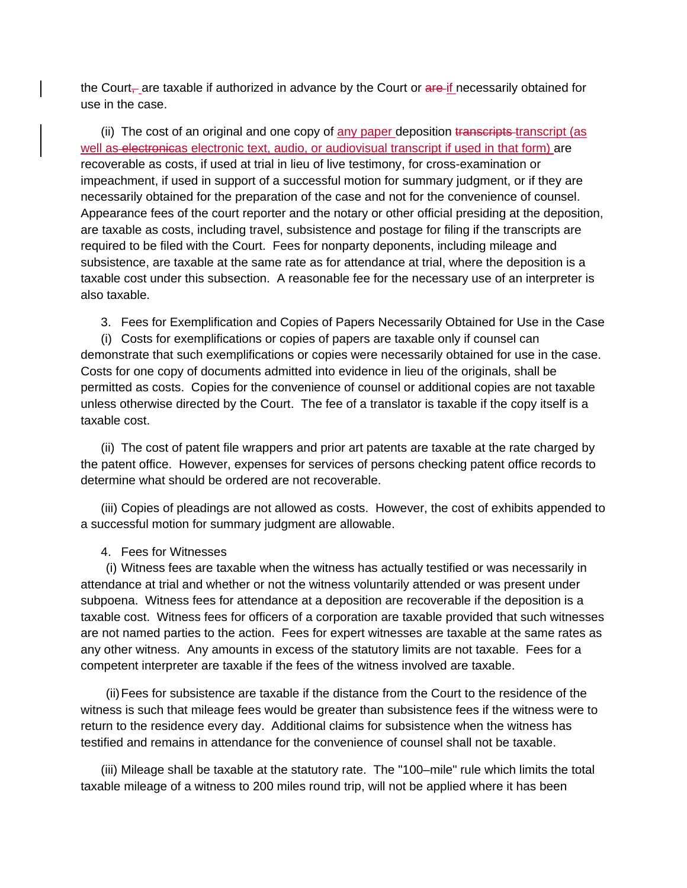the Court, are taxable if authorized in advance by the Court or ~~are~~ if necessarily obtained for use in the case.

(ii) The cost of an original and one copy of any paper deposition ~~transcripts~~ transcript (as well as ~~electronic~~as electronic text, audio, or audiovisual transcript if used in that form) are recoverable as costs, if used at trial in lieu of live testimony, for cross-examination or impeachment, if used in support of a successful motion for summary judgment, or if they are necessarily obtained for the preparation of the case and not for the convenience of counsel. Appearance fees of the court reporter and the notary or other official presiding at the deposition, are taxable as costs, including travel, subsistence and postage for filing if the transcripts are required to be filed with the Court. Fees for nonparty deponents, including mileage and subsistence, are taxable at the same rate as for attendance at trial, where the deposition is a taxable cost under this subsection. A reasonable fee for the necessary use of an interpreter is also taxable.

3. Fees for Exemplification and Copies of Papers Necessarily Obtained for Use in the Case

(i) Costs for exemplifications or copies of papers are taxable only if counsel can demonstrate that such exemplifications or copies were necessarily obtained for use in the case. Costs for one copy of documents admitted into evidence in lieu of the originals, shall be permitted as costs. Copies for the convenience of counsel or additional copies are not taxable unless otherwise directed by the Court. The fee of a translator is taxable if the copy itself is a taxable cost.

(ii) The cost of patent file wrappers and prior art patents are taxable at the rate charged by the patent office. However, expenses for services of persons checking patent office records to determine what should be ordered are not recoverable.

(iii) Copies of pleadings are not allowed as costs. However, the cost of exhibits appended to a successful motion for summary judgment are allowable.

4. Fees for Witnesses

(i) Witness fees are taxable when the witness has actually testified or was necessarily in attendance at trial and whether or not the witness voluntarily attended or was present under subpoena. Witness fees for attendance at a deposition are recoverable if the deposition is a taxable cost. Witness fees for officers of a corporation are taxable provided that such witnesses are not named parties to the action. Fees for expert witnesses are taxable at the same rates as any other witness. Any amounts in excess of the statutory limits are not taxable. Fees for a competent interpreter are taxable if the fees of the witness involved are taxable.

(ii) Fees for subsistence are taxable if the distance from the Court to the residence of the witness is such that mileage fees would be greater than subsistence fees if the witness were to return to the residence every day. Additional claims for subsistence when the witness has testified and remains in attendance for the convenience of counsel shall not be taxable.

(iii) Mileage shall be taxable at the statutory rate. The "100–mile" rule which limits the total taxable mileage of a witness to 200 miles round trip, will not be applied where it has been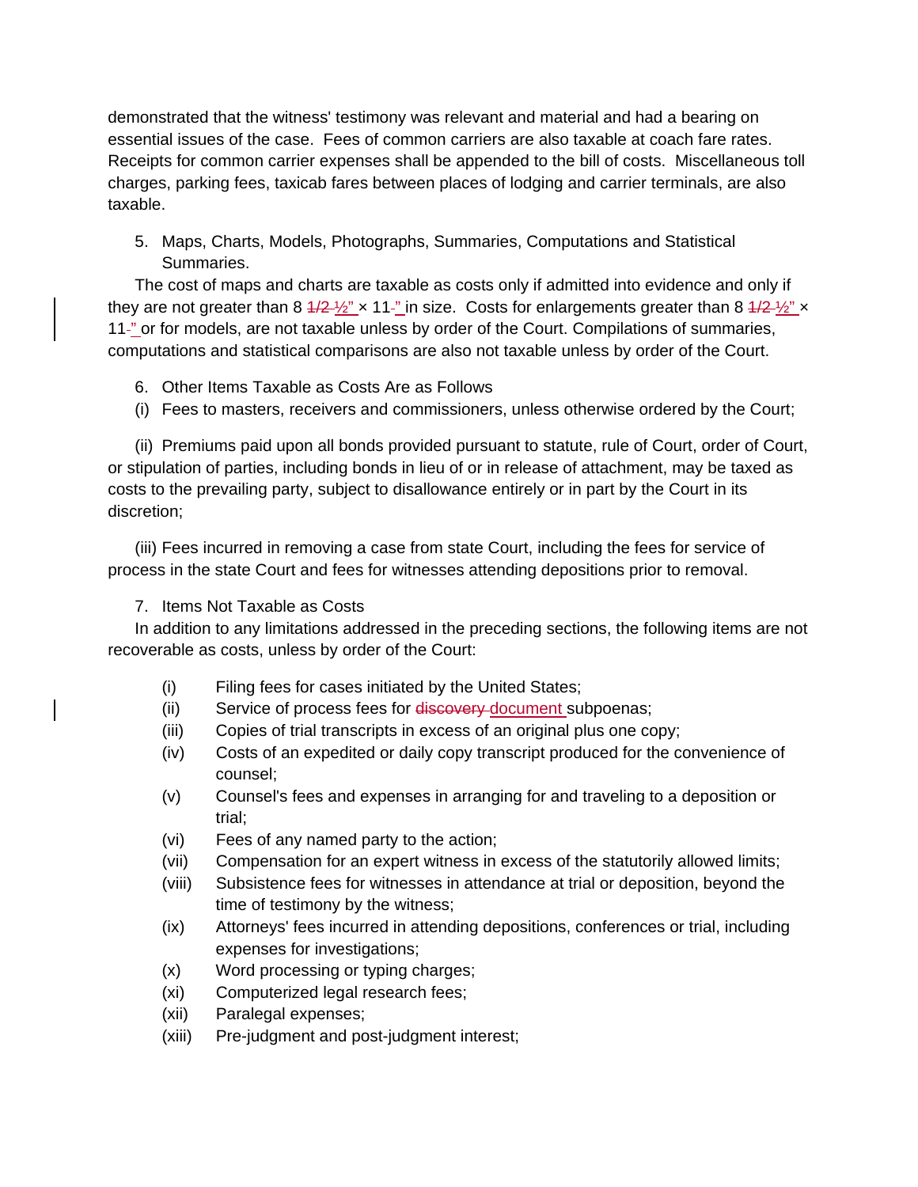demonstrated that the witness' testimony was relevant and material and had a bearing on essential issues of the case. Fees of common carriers are also taxable at coach fare rates. Receipts for common carrier expenses shall be appended to the bill of costs. Miscellaneous toll charges, parking fees, taxicab fares between places of lodging and carrier terminals, are also taxable.

5. Maps, Charts, Models, Photographs, Summaries, Computations and Statistical Summaries.

The cost of maps and charts are taxable as costs only if admitted into evidence and only if they are not greater than 8 ~~1/2~~ ½" × 11" in size. Costs for enlargements greater than 8 ~~1/2~~ ½" × 11" or for models, are not taxable unless by order of the Court. Compilations of summaries, computations and statistical comparisons are also not taxable unless by order of the Court.

6. Other Items Taxable as Costs Are as Follows

(i) Fees to masters, receivers and commissioners, unless otherwise ordered by the Court;

(ii) Premiums paid upon all bonds provided pursuant to statute, rule of Court, order of Court, or stipulation of parties, including bonds in lieu of or in release of attachment, may be taxed as costs to the prevailing party, subject to disallowance entirely or in part by the Court in its discretion;

(iii) Fees incurred in removing a case from state Court, including the fees for service of process in the state Court and fees for witnesses attending depositions prior to removal.

7. Items Not Taxable as Costs

In addition to any limitations addressed in the preceding sections, the following items are not recoverable as costs, unless by order of the Court:

- (i) Filing fees for cases initiated by the United States;
- (ii) Service of process fees for ~~discovery~~ document subpoenas;
- (iii) Copies of trial transcripts in excess of an original plus one copy;
- (iv) Costs of an expedited or daily copy transcript produced for the convenience of counsel;
- (v) Counsel's fees and expenses in arranging for and traveling to a deposition or trial;
- (vi) Fees of any named party to the action;
- (vii) Compensation for an expert witness in excess of the statutorily allowed limits;
- (viii) Subsistence fees for witnesses in attendance at trial or deposition, beyond the time of testimony by the witness;
- (ix) Attorneys' fees incurred in attending depositions, conferences or trial, including expenses for investigations;
- (x) Word processing or typing charges;
- (xi) Computerized legal research fees;
- (xii) Paralegal expenses;
- (xiii) Pre-judgment and post-judgment interest;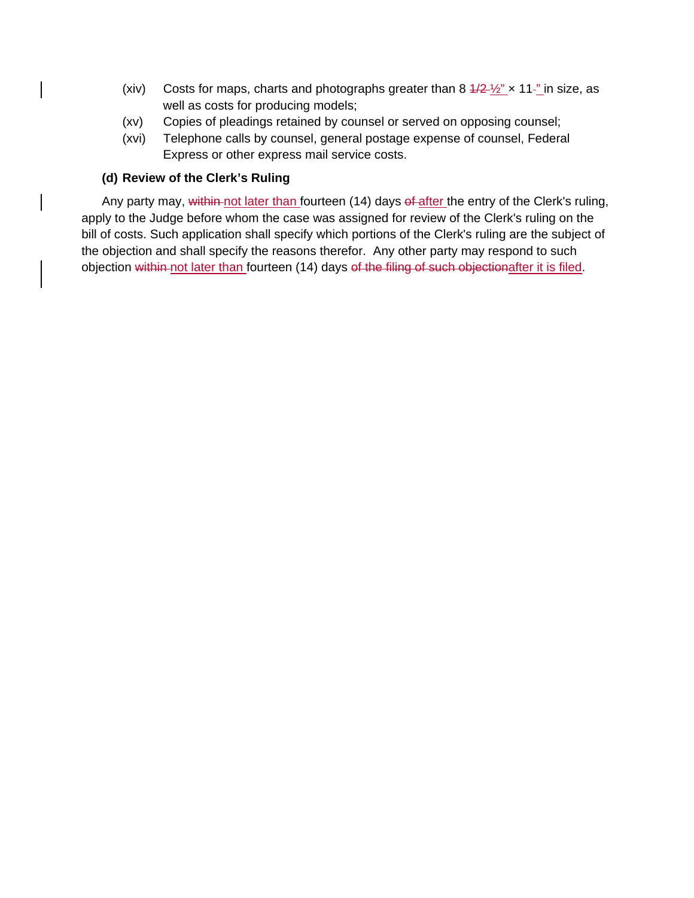(xiv) Costs for maps, charts and photographs greater than 8 ~~1/2~~ ½" × 11" in size, as well as costs for producing models;

(xv) Copies of pleadings retained by counsel or served on opposing counsel;

(xvi) Telephone calls by counsel, general postage expense of counsel, Federal Express or other express mail service costs.

**(d) Review of the Clerk's Ruling**

Any party may, ~~within~~ not later than fourteen (14) days ~~of~~ after the entry of the Clerk's ruling, apply to the Judge before whom the case was assigned for review of the Clerk's ruling on the bill of costs. Such application shall specify which portions of the Clerk's ruling are the subject of the objection and shall specify the reasons therefor. Any other party may respond to such objection ~~within~~ not later than fourteen (14) days ~~of the filing of such objection~~after it is filed.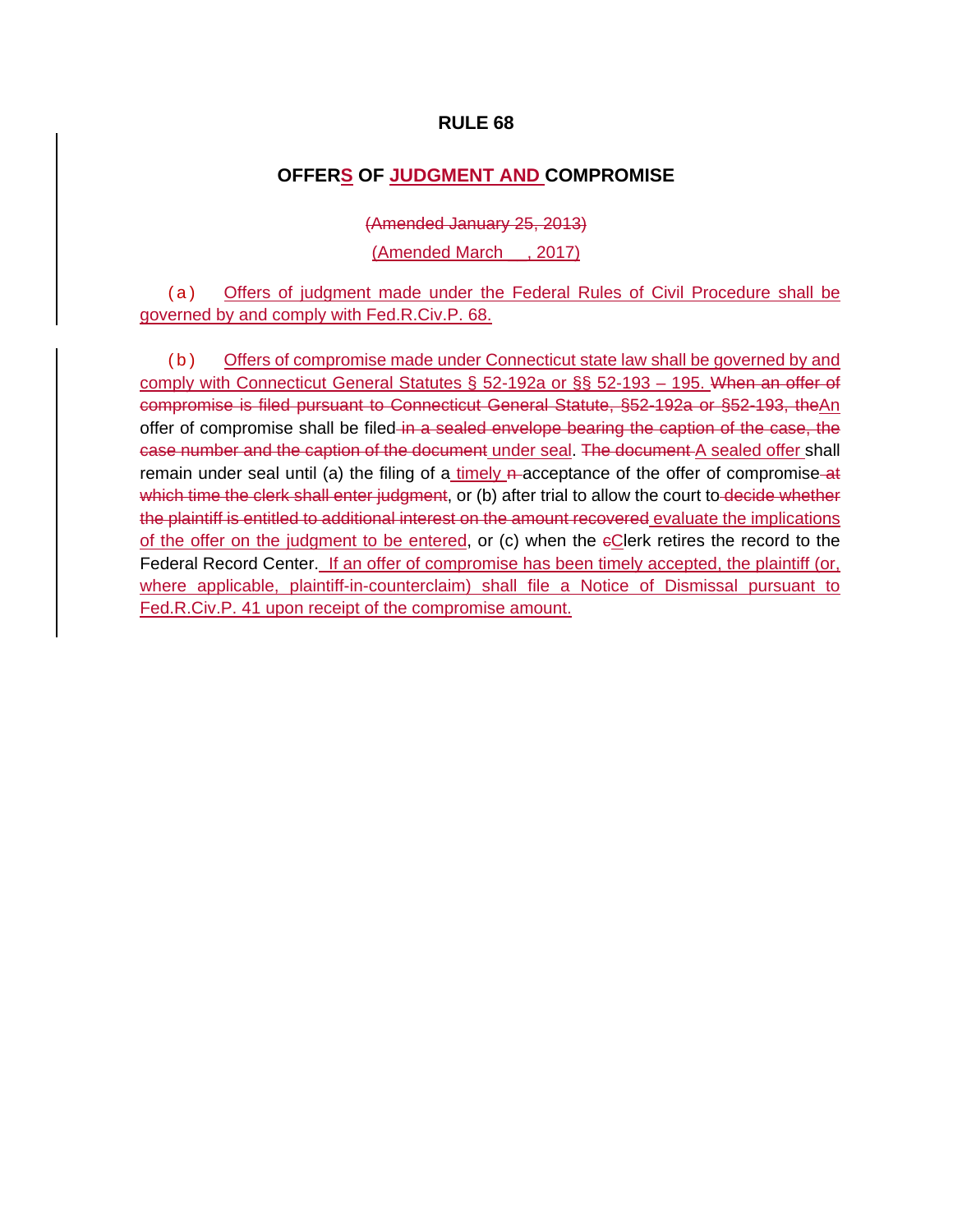# RULE 68

## OFFERS OF JUDGMENT AND COMPROMISE

~~(Amended January 25, 2013)~~

(Amended March \_\_, 2017)

(a) Offers of judgment made under the Federal Rules of Civil Procedure shall be governed by and comply with Fed.R.Civ.P. 68.

(b) Offers of compromise made under Connecticut state law shall be governed by and comply with Connecticut General Statutes § 52-192a or §§ 52-193 – 195. ~~When an offer of compromise is filed pursuant to Connecticut General Statute, §52-192a or §52-193, the~~An offer of compromise shall be filed ~~in a sealed envelope bearing the caption of the case, the case number and the caption of the document~~ under seal. ~~The document~~ A sealed offer shall remain under seal until (a) the filing of a timely ~~n~~ acceptance of the offer of compromise ~~at which time the clerk shall enter judgment~~, or (b) after trial to allow the court to ~~decide whether the plaintiff is entitled to additional interest on the amount recovered~~ evaluate the implications of the offer on the judgment to be entered, or (c) when the ~~c~~Clerk retires the record to the Federal Record Center. If an offer of compromise has been timely accepted, the plaintiff (or, where applicable, plaintiff-in-counterclaim) shall file a Notice of Dismissal pursuant to Fed.R.Civ.P. 41 upon receipt of the compromise amount.